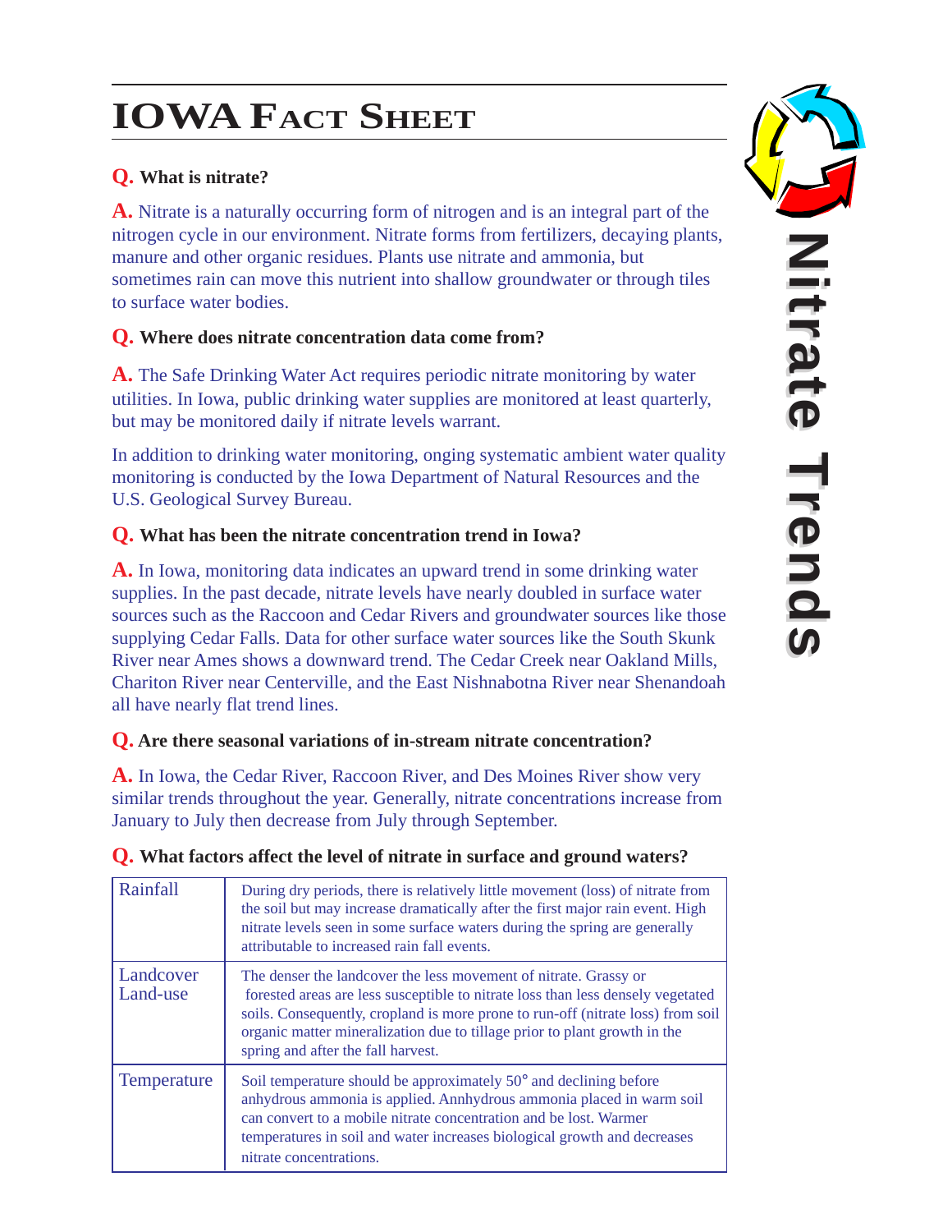# IOWA FACT SHEET

## Nitrate Trends

**Q. What is nitrate?**

**A.** Nitrate is a naturally occurring form of nitrogen and is an integral part of the nitrogen cycle in our environment. Nitrate forms from fertilizers, decaying plants, manure and other organic residues. Plants use nitrate and ammonia, but sometimes rain can move this nutrient into shallow groundwater or through tiles to surface water bodies.

**Q. Where does nitrate concentration data come from?**

**A.** The Safe Drinking Water Act requires periodic nitrate monitoring by water utilities. In Iowa, public drinking water supplies are monitored at least quarterly, but may be monitored daily if nitrate levels warrant.

In addition to drinking water monitoring, onging systematic ambient water quality monitoring is conducted by the Iowa Department of Natural Resources and the U.S. Geological Survey Bureau.

**Q. What has been the nitrate concentration trend in Iowa?**

**A.** In Iowa, monitoring data indicates an upward trend in some drinking water supplies. In the past decade, nitrate levels have nearly doubled in surface water sources such as the Raccoon and Cedar Rivers and groundwater sources like those supplying Cedar Falls. Data for other surface water sources like the South Skunk River near Ames shows a downward trend. The Cedar Creek near Oakland Mills, Chariton River near Centerville, and the East Nishnabotna River near Shenandoah all have nearly flat trend lines.

**Q. Are there seasonal variations of in-stream nitrate concentration?**

**A.** In Iowa, the Cedar River, Raccoon River, and Des Moines River show very similar trends throughout the year. Generally, nitrate concentrations increase from January to July then decrease from July through September.

**Q. What factors affect the level of nitrate in surface and ground waters?**

| | |
|---|---|
| Rainfall | During dry periods, there is relatively little movement (loss) of nitrate from the soil but may increase dramatically after the first major rain event. High nitrate levels seen in some surface waters during the spring are generally attributable to increased rain fall events. |
| Landcover Land-use | The denser the landcover the less movement of nitrate. Grassy or forested areas are less susceptible to nitrate loss than less densely vegetated soils. Consequently, cropland is more prone to run-off (nitrate loss) from soil organic matter mineralization due to tillage prior to plant growth in the spring and after the fall harvest. |
| Temperature | Soil temperature should be approximately 50° and declining before anhydrous ammonia is applied. Annhydrous ammonia placed in warm soil can convert to a mobile nitrate concentration and be lost. Warmer temperatures in soil and water increases biological growth and decreases nitrate concentrations. |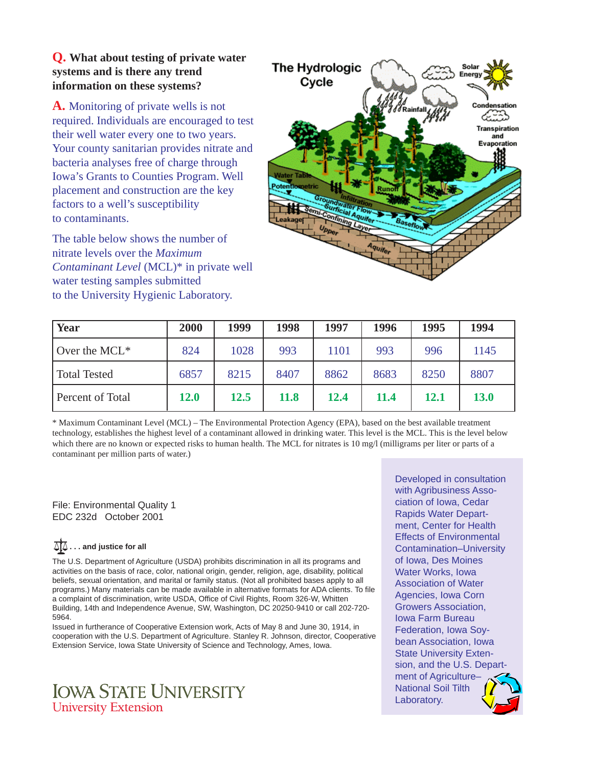**Q. What about testing of private water systems and is there any trend information on these systems?**

**A.** Monitoring of private wells is not required. Individuals are encouraged to test their well water every one to two years. Your county sanitarian provides nitrate and bacteria analyses free of charge through Iowa's Grants to Counties Program. Well placement and construction are the key factors to a well's susceptibility to contaminants.

The table below shows the number of nitrate levels over the *Maximum Contaminant Level* (MCL)* in private well water testing samples submitted to the University Hygienic Laboratory.

The Hydrologic Cycle

Solar Energy

Rainfall

Condensation

Transpiration and Evaporation

Water Table

Potentiometric

Runoff

Infiltration

Groundwater Flow

Surficial Aquifer

Semi-Confining Layer

Baseflow

Leakage

Upper Aquifer

| Year | 2000 | 1999 | 1998 | 1997 | 1996 | 1995 | 1994 |
|---|---|---|---|---|---|---|---|
| Over the MCL* | 824 | 1028 | 993 | 1101 | 993 | 996 | 1145 |
| Total Tested | 6857 | 8215 | 8407 | 8862 | 8683 | 8250 | 8807 |
| Percent of Total | **12.0** | **12.5** | **11.8** | **12.4** | **11.4** | **12.1** | **13.0** |

* Maximum Contaminant Level (MCL) – The Environmental Protection Agency (EPA), based on the best available treatment technology, establishes the highest level of a contaminant allowed in drinking water. This level is the MCL. This is the level below which there are no known or expected risks to human health. The MCL for nitrates is 10 mg/l (milligrams per liter or parts of a contaminant per million parts of water.)

File: Environmental Quality 1
EDC 232d October 2001

**. . . and justice for all**

The U.S. Department of Agriculture (USDA) prohibits discrimination in all its programs and activities on the basis of race, color, national origin, gender, religion, age, disability, political beliefs, sexual orientation, and marital or family status. (Not all prohibited bases apply to all programs.) Many materials can be made available in alternative formats for ADA clients. To file a complaint of discrimination, write USDA, Office of Civil Rights, Room 326-W, Whitten Building, 14th and Independence Avenue, SW, Washington, DC 20250-9410 or call 202-720-5964.

Issued in furtherance of Cooperative Extension work, Acts of May 8 and June 30, 1914, in cooperation with the U.S. Department of Agriculture. Stanley R. Johnson, director, Cooperative Extension Service, Iowa State University of Science and Technology, Ames, Iowa.

Developed in consultation with Agribusiness Association of Iowa, Cedar Rapids Water Department, Center for Health Effects of Environmental Contamination–University of Iowa, Des Moines Water Works, Iowa Association of Water Agencies, Iowa Corn Growers Association, Iowa Farm Bureau Federation, Iowa Soybean Association, Iowa State University Extension, and the U.S. Department of Agriculture–National Soil Tilth Laboratory.

IOWA STATE UNIVERSITY
University Extension